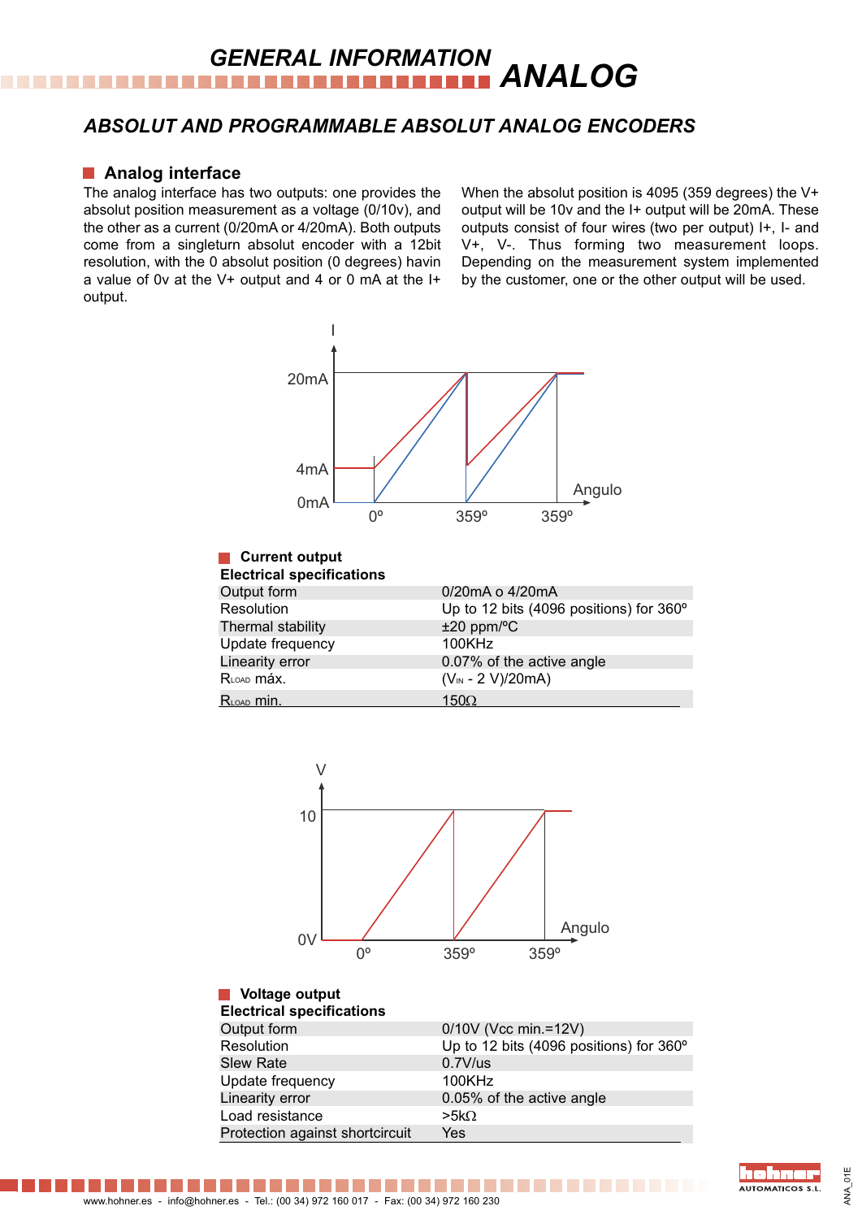# GENERAL INFORMATION ANALOG

## ABSOLUT AND PROGRAMMABLE ABSOLUT ANALOG ENCODERS

### Analog interface

The analog interface has two outputs: one provides the absolut position measurement as a voltage (0/10v), and the other as a current (0/20mA or 4/20mA). Both outputs come from a singleturn absolut encoder with a 12bit resolution, with the 0 absolut position (0 degrees) havin a value of 0v at the V+ output and 4 or 0 mA at the I+ output.

When the absolut position is 4095 (359 degrees) the V+ output will be 10v and the I+ output will be 20mA. These outputs consist of four wires (two per output) I+, I- and V+, V-. Thus forming two measurement loops. Depending on the measurement system implemented by the customer, one or the other output will be used.

### Current output

**Electrical specifications**

| | |
|---|---|
| Output form | 0/20mA o 4/20mA |
| Resolution | Up to 12 bits (4096 positions) for 360º |
| Thermal stability | ±20 ppm/ºC |
| Update frequency | 100KHz |
| Linearity error | 0.07% of the active angle |
| $R_{LOAD}$ máx. | ($V_{IN}$ - 2 V)/20mA) |
| $R_{LOAD}$ min. | 150Ω |

### Voltage output

**Electrical specifications**

| | |
|---|---|
| Output form | 0/10V (Vcc min.=12V) |
| Resolution | Up to 12 bits (4096 positions) for 360º |
| Slew Rate | 0.7V/us |
| Update frequency | 100KHz |
| Linearity error | 0.05% of the active angle |
| Load resistance | >5kΩ |
| Protection against shortcircuit | Yes |

www.hohner.es - info@hohner.es - Tel.: (00 34) 972 160 017 - Fax: (00 34) 972 160 230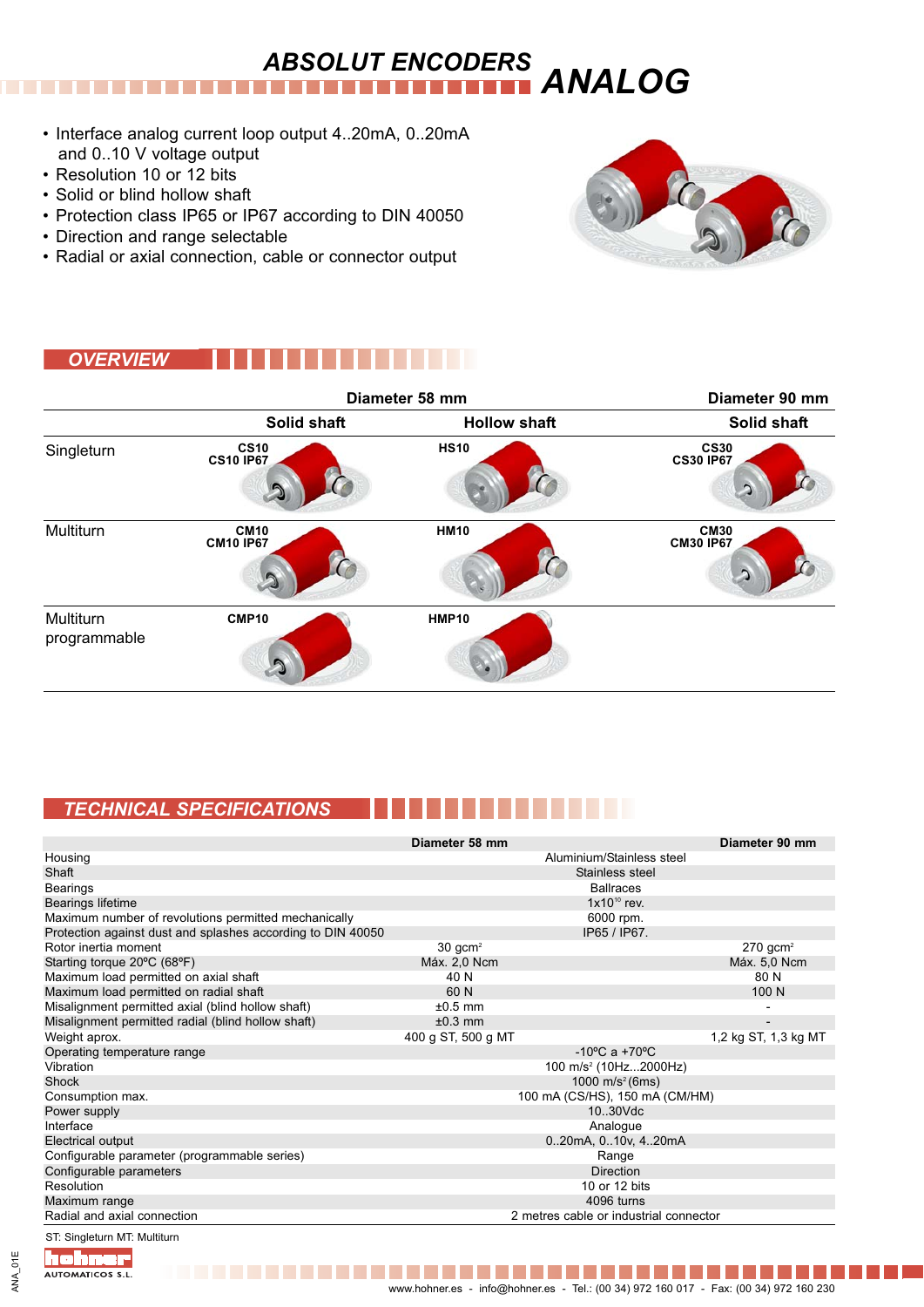# ABSOLUT ENCODERS ANALOG

- Interface analog current loop output 4..20mA, 0..20mA and 0..10 V voltage output
- Resolution 10 or 12 bits
- Solid or blind hollow shaft
- Protection class IP65 or IP67 according to DIN 40050
- Direction and range selectable
- Radial or axial connection, cable or connector output

## OVERVIEW

| | Diameter 58 mm | | Diameter 90 mm |
|---|---|---|---|
| | Solid shaft | Hollow shaft | Solid shaft |
| Singleturn | CS10<br>CS10 IP67 | HS10 | CS30<br>CS30 IP67 |
| Multiturn | CM10<br>CM10 IP67 | HM10 | CM30<br>CM30 IP67 |
| Multiturn programmable | CMP10 | HMP10 | |

## TECHNICAL SPECIFICATIONS

| | Diameter 58 mm | | Diameter 90 mm |
|---|---|---|---|
| Housing | | Aluminium/Stainless steel | |
| Shaft | | Stainless steel | |
| Bearings | | Ballraces | |
| Bearings lifetime | | $1x10^{10}$ rev. | |
| Maximum number of revolutions permitted mechanically | | 6000 rpm. | |
| Protection against dust and splashes according to DIN 40050 | | IP65 / IP67. | |
| Rotor inertia moment | 30 $gcm^2$ | | 270 $gcm^2$ |
| Starting torque 20ºC (68ºF) | Máx. 2,0 Ncm | | Máx. 5,0 Ncm |
| Maximum load permitted on axial shaft | 40 N | | 80 N |
| Maximum load permitted on radial shaft | 60 N | | 100 N |
| Misalignment permitted axial (blind hollow shaft) | ±0.5 mm | | - |
| Misalignment permitted radial (blind hollow shaft) | ±0.3 mm | | - |
| Weight aprox. | 400 g ST, 500 g MT | | 1,2 kg ST, 1,3 kg MT |
| Operating temperature range | | -10ºC a +70ºC | |
| Vibration | | 100 $m/s^2$ (10Hz...2000Hz) | |
| Shock | | 1000 $m/s^2$ (6ms) | |
| Consumption max. | | 100 mA (CS/HS), 150 mA (CM/HM) | |
| Power supply | | 10..30Vdc | |
| Interface | | Analogue | |
| Electrical output | | 0..20mA, 0..10v, 4..20mA | |
| Configurable parameter (programmable series) | | Range | |
| Configurable parameters | | Direction | |
| Resolution | | 10 or 12 bits | |
| Maximum range | | 4096 turns | |
| Radial and axial connection | | 2 metres cable or industrial connector | |

ST: Singleturn MT: Multiturn

hohner AUTOMATICOS S.L.

www.hohner.es - info@hohner.es - Tel.: (00 34) 972 160 017 - Fax: (00 34) 972 160 230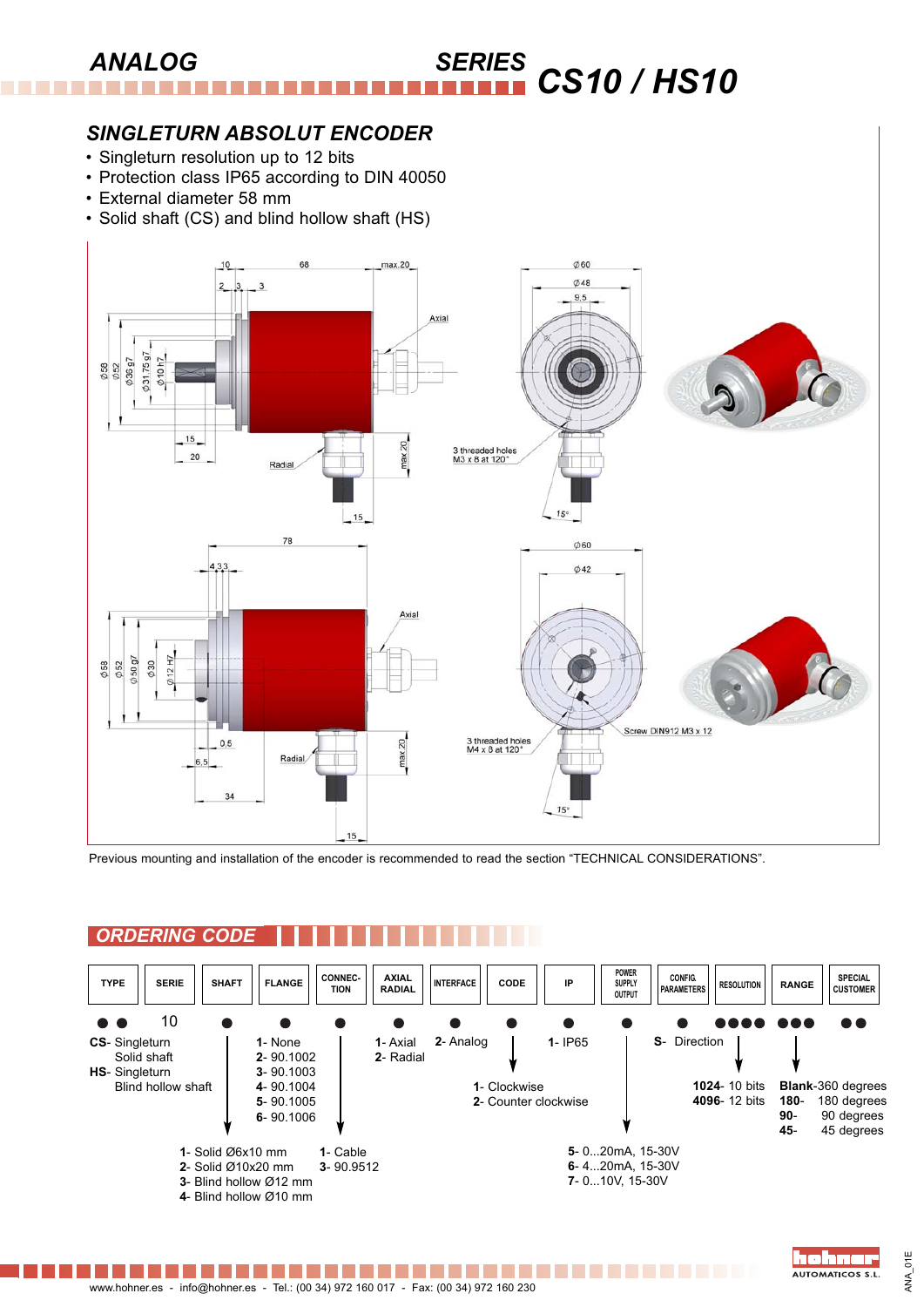# ANALOG SERIES CS10 / HS10

## SINGLETURN ABSOLUT ENCODER

- Singleturn resolution up to 12 bits
- Protection class IP65 according to DIN 40050
- External diameter 58 mm
- Solid shaft (CS) and blind hollow shaft (HS)

Previous mounting and installation of the encoder is recommended to read the section “TECHNICAL CONSIDERATIONS”.

## ORDERING CODE

| TYPE | SERIE | SHAFT | FLANGE | CONNECTION | AXIAL RADIAL | INTERFACE | CODE | IP | POWER SUPPLY OUTPUT | CONFIG. PARAMETERS | RESOLUTION | RANGE | SPECIAL CUSTOMER |
|---|---|---|---|---|---|---|---|---|---|---|---|---|---|
| ●● | 10 | ● | ● | ● | ● | ● | ● | ● | ● | ● | ●●●● | ●●● | ●● |

**TYPE**
- **CS**- Singleturn Solid shaft
- **HS**- Singleturn Blind hollow shaft

**SHAFT**
- **1**- Solid Ø6x10 mm
- **2**- Solid Ø10x20 mm
- **3**- Blind hollow Ø12 mm
- **4**- Blind hollow Ø10 mm

**FLANGE**
- **1**- None
- **2**- 90.1002
- **3**- 90.1003
- **4**- 90.1004
- **5**- 90.1005
- **6**- 90.1006

**CONNECTION**
- **1**- Cable
- **3**- 90.9512

**AXIAL RADIAL**
- **1**- Axial
- **2**- Radial

**INTERFACE**
- **2**- Analog

**CODE**
- **1**- Clockwise
- **2**- Counter clockwise

**IP**
- **1**- IP65

**POWER SUPPLY OUTPUT**
- **5**- 0...20mA, 15-30V
- **6**- 4...20mA, 15-30V
- **7**- 0...10V, 15-30V

**CONFIG. PARAMETERS**
- **S**- Direction

**RESOLUTION**
- **1024**- 10 bits
- **4096**- 12 bits

**RANGE**
- **Blank**-360 degrees
- **180**- 180 degrees
- **90**- 90 degrees
- **45**- 45 degrees

www.hohner.es - info@hohner.es - Tel.: (00 34) 972 160 017 - Fax: (00 34) 972 160 230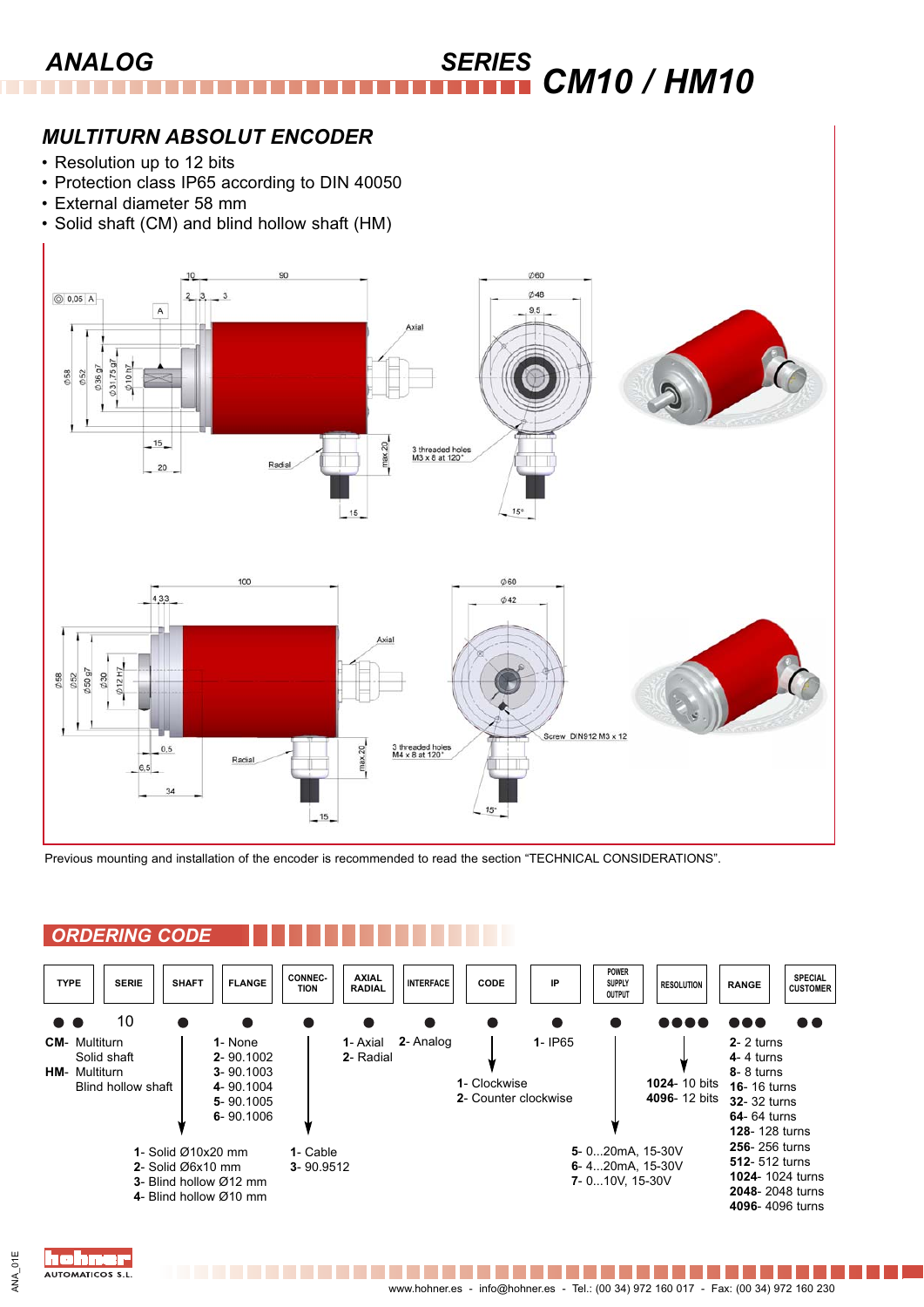# ANALOG SERIES CM10 / HM10

## MULTITURN ABSOLUT ENCODER

- Resolution up to 12 bits
- Protection class IP65 according to DIN 40050
- External diameter 58 mm
- Solid shaft (CM) and blind hollow shaft (HM)

Previous mounting and installation of the encoder is recommended to read the section “TECHNICAL CONSIDERATIONS”.

## ORDERING CODE

| TYPE | SERIE | SHAFT | FLANGE | CONNECTION | AXIAL RADIAL | INTERFACE | CODE | IP | POWER SUPPLY OUTPUT | RESOLUTION | RANGE | SPECIAL CUSTOMER |
|---|---|---|---|---|---|---|---|---|---|---|---|---|
| ● ● | 10 | ● | ● | ● | ● | ● | ● | ● | ● | ●●●● | ●●● | ●● |

**TYPE:**
- **CM**- Multiturn Solid shaft
- **HM**- Multiturn Blind hollow shaft

**SHAFT:**
- **1**- Solid Ø10x20 mm
- **2**- Solid Ø6x10 mm
- **3**- Blind hollow Ø12 mm
- **4**- Blind hollow Ø10 mm

**FLANGE:**
- **1**- None
- **2**- 90.1002
- **3**- 90.1003
- **4**- 90.1004
- **5**- 90.1005
- **6**- 90.1006

**CONNECTION:**
- **1**- Cable
- **3**- 90.9512

**AXIAL RADIAL:**
- **1**- Axial
- **2**- Radial

**INTERFACE:**
- **2**- Analog

**CODE:**
- **1**- Clockwise
- **2**- Counter clockwise

**IP:**
- **1**- IP65

**POWER SUPPLY OUTPUT:**
- **5**- 0...20mA, 15-30V
- **6**- 4...20mA, 15-30V
- **7**- 0...10V, 15-30V

**RESOLUTION:**
- **1024**- 10 bits
- **4096**- 12 bits

**RANGE:**
- **2**- 2 turns
- **4**- 4 turns
- **8**- 8 turns
- **16**- 16 turns
- **32**- 32 turns
- **64**- 64 turns
- **128**- 128 turns
- **256**- 256 turns
- **512**- 512 turns
- **1024**- 1024 turns
- **2048**- 2048 turns
- **4096**- 4096 turns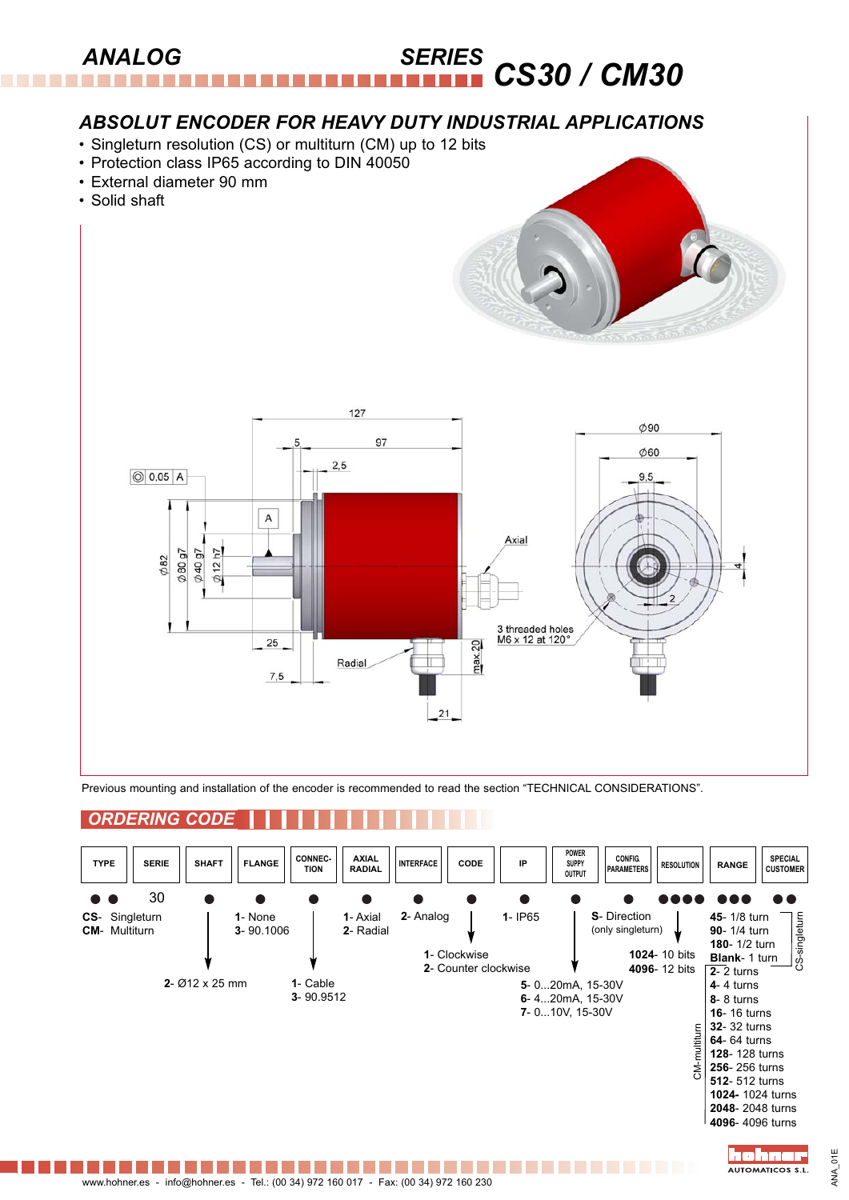# ANALOG SERIES CS30 / CM30

## ABSOLUT ENCODER FOR HEAVY DUTY INDUSTRIAL APPLICATIONS

- Singleturn resolution (CS) or multiturn (CM) up to 12 bits
- Protection class IP65 according to DIN 40050
- External diameter 90 mm
- Solid shaft

Previous mounting and installation of the encoder is recommended to read the section "TECHNICAL CONSIDERATIONS".

## ORDERING CODE

| TYPE | SERIE | SHAFT | FLANGE | CONNECTION | AXIAL RADIAL | INTERFACE | CODE | IP | POWER SUPPY OUTPUT | CONFIG. PARAMETERS | RESOLUTION | RANGE | SPECIAL CUSTOMER |
|---|---|---|---|---|---|---|---|---|---|---|---|---|---|
| ●● | 30 | ● | ● | ● | ● | ● | ● | ● | ● | ● | ●●●● | ●●● | ●● |

- **TYPE:** **CS-** Singleturn; **CM-** Multiturn
- **SHAFT:** **2-** Ø12 x 25 mm
- **FLANGE:** **1-** None; **3-** 90.1006
- **CONNECTION:** **1-** Cable; **3-** 90.9512
- **AXIAL RADIAL:** **1-** Axial; **2-** Radial
- **INTERFACE:** **2-** Analog
- **CODE:** **1-** Clockwise; **2-** Counter clockwise
- **IP:** **1-** IP65
- **POWER SUPPY OUTPUT:** **5-** 0...20mA, 15-30V; **6-** 4...20mA, 15-30V; **7-** 0...10V, 15-30V
- **CONFIG. PARAMETERS:** **S-** Direction (only singleturn)
- **RESOLUTION:** **1024-** 10 bits; **4096-** 12 bits
- **RANGE:**
  - CS-singleturn: **45-** 1/8 turn; **90-** 1/4 turn; **180-** 1/2 turn; **Blank-** 1 turn
  - CM-multiturn: **2-** 2 turns; **4-** 4 turns; **8-** 8 turns; **16-** 16 turns; **32-** 32 turns; **64-** 64 turns; **128-** 128 turns; **256-** 256 turns; **512-** 512 turns; **1024-** 1024 turns; **2048-** 2048 turns; **4096-** 4096 turns

www.hohner.es - info@hohner.es - Tel.: (00 34) 972 160 017 - Fax: (00 34) 972 160 230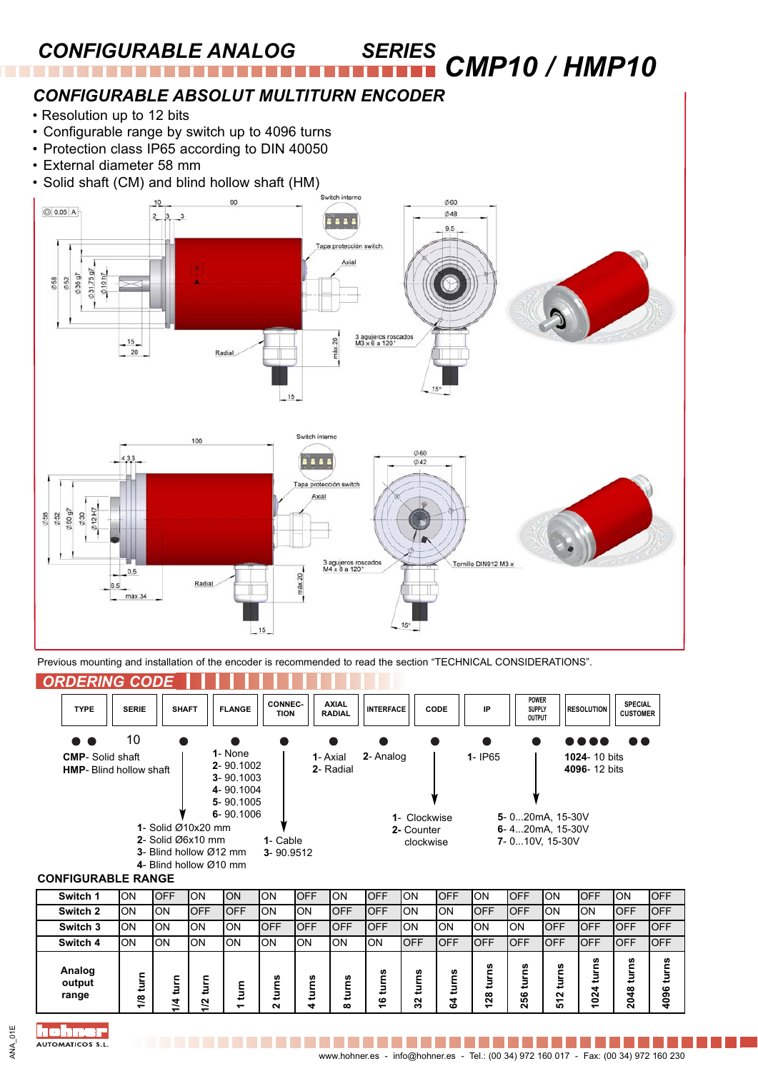# CONFIGURABLE ANALOG SERIES CMP10 / HMP10

## CONFIGURABLE ABSOLUT MULTITURN ENCODER

- Resolution up to 12 bits
- Configurable range by switch up to 4096 turns
- Protection class IP65 according to DIN 40050
- External diameter 58 mm
- Solid shaft (CM) and blind hollow shaft (HM)

Previous mounting and installation of the encoder is recommended to read the section “TECHNICAL CONSIDERATIONS”.

## ORDERING CODE

| TYPE | SERIE | SHAFT | FLANGE | CONNECTION | AXIAL RADIAL | INTERFACE | CODE | IP | POWER SUPPLY OUTPUT | RESOLUTION | SPECIAL CUSTOMER |
|---|---|---|---|---|---|---|---|---|---|---|---|
| ●● | 10 | ● | ● | ● | ● | ● | ● | ● | ● | ●●●● | ●● |

**TYPE:**
- **CMP**- Solid shaft
- **HMP**- Blind hollow shaft

**SHAFT:**
- 1- Solid Ø10x20 mm
- 2- Solid Ø6x10 mm
- 3- Blind hollow Ø12 mm
- 4- Blind hollow Ø10 mm

**FLANGE:**
- 1- None
- **2**- 90.1002
- **3**- 90.1003
- **4**- 90.1004
- **5**- 90.1005
- **6**- 90.1006

**CONNECTION:**
- 1- Cable
- 3- 90.9512

**AXIAL RADIAL:**
- 1- Axial
- 2- Radial

**INTERFACE:**
- 2- Analog

**CODE:**
- 1- Clockwise
- 2- Counter clockwise

**IP:**
- 1- IP65

**POWER SUPPLY OUTPUT:**
- 5- 0...20mA, 15-30V
- 6- 4...20mA, 15-30V
- 7- 0...10V, 15-30V

**RESOLUTION:**
- **1024**- 10 bits
- **4096**- 12 bits

## CONFIGURABLE RANGE

| | | | | | | | | | | | | | | | |
|---|---|---|---|---|---|---|---|---|---|---|---|---|---|---|---|
| **Switch 1** | ON | OFF | ON | ON | ON | OFF | ON | OFF | ON | OFF | ON | OFF | ON | OFF | ON | OFF |
| **Switch 2** | ON | ON | OFF | OFF | ON | ON | OFF | OFF | ON | ON | OFF | OFF | ON | ON | OFF | OFF |
| **Switch 3** | ON | ON | ON | ON | OFF | OFF | OFF | OFF | ON | ON | ON | ON | OFF | OFF | OFF | OFF |
| **Switch 4** | ON | ON | ON | ON | ON | ON | ON | ON | OFF | OFF | OFF | OFF | OFF | OFF | OFF | OFF |
| **Analog output range** | 1/8 turn | 1/4 turn | 1/2 turn | 1 turn | 2 turns | 4 turns | 8 turns | 16 turns | 32 turns | 64 turns | 128 turns | 256 turns | 512 turns | 1024 turns | 2048 turns | 4096 turns |

www.hohner.es - info@hohner.es - Tel.: (00 34) 972 160 017 - Fax: (00 34) 972 160 230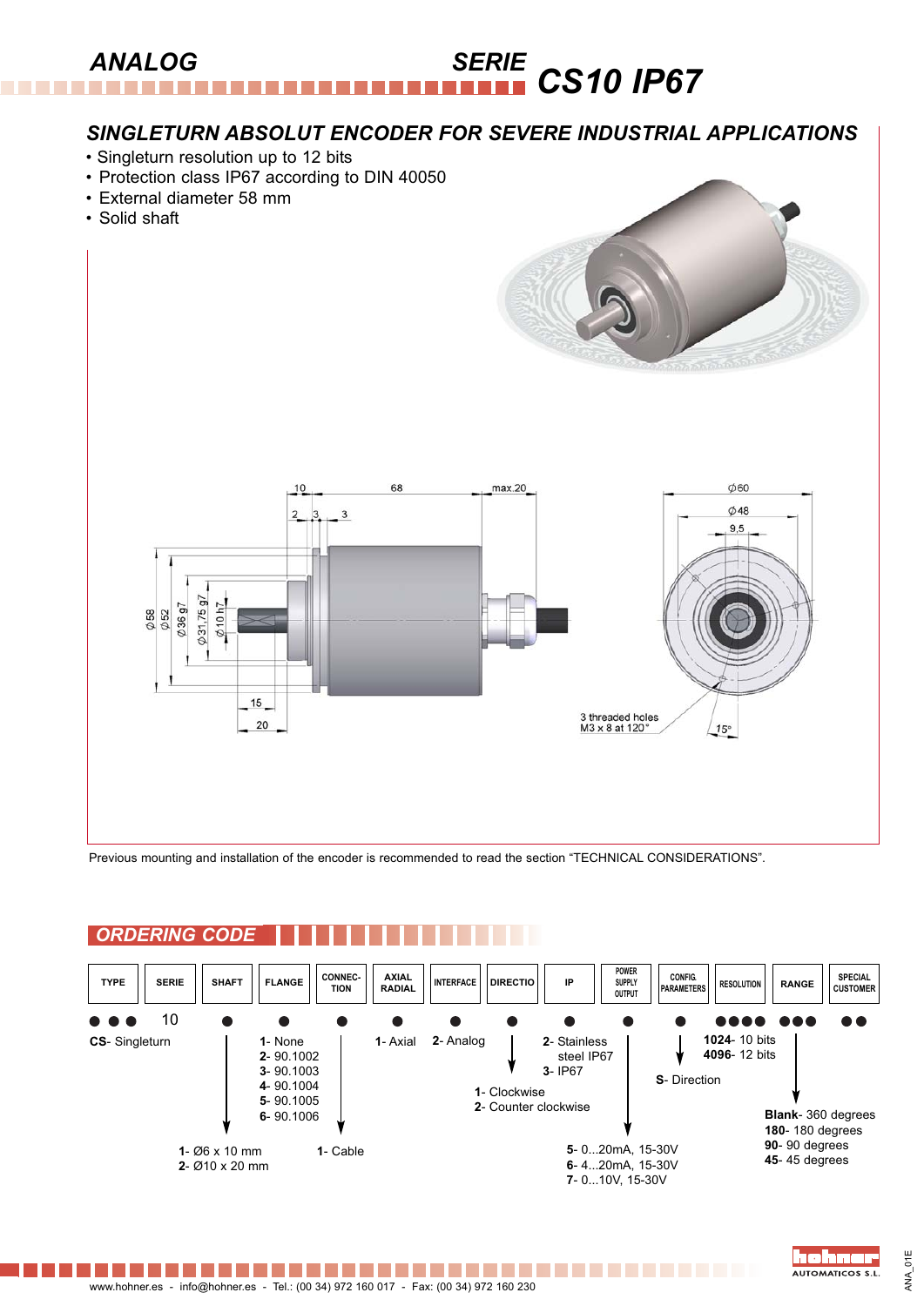# ANALOG SERIE CS10 IP67

## SINGLETURN ABSOLUT ENCODER FOR SEVERE INDUSTRIAL APPLICATIONS

- Singleturn resolution up to 12 bits
- Protection class IP67 according to DIN 40050
- External diameter 58 mm
- Solid shaft

10 68 max.20
2 3 3
Ø58 Ø52 Ø36 g7 Ø31,75 g7 Ø10 h7
15
20

Ø60
Ø48
9,5

3 threaded holes M3 x 8 at 120°
15°

Previous mounting and installation of the encoder is recommended to read the section “TECHNICAL CONSIDERATIONS”.

## ORDERING CODE

| TYPE | SERIE | SHAFT | FLANGE | CONNECTION | AXIAL RADIAL | INTERFACE | DIRECTIO | IP | POWER SUPPLY OUTPUT | CONFIG. PARAMETERS | RESOLUTION | RANGE | SPECIAL CUSTOMER |
|---|---|---|---|---|---|---|---|---|---|---|---|---|---|
| ●●● | 10 | ● | ● | ● | ● | ● | ● | ● | ● | ● | ●●●● | ●●● | ●● |

- **TYPE:** **CS**- Singleturn
- **SHAFT:** **1**- Ø6 x 10 mm; **2**- Ø10 x 20 mm
- **FLANGE:** **1**- None; **2**- 90.1002; **3**- 90.1003; **4**- 90.1004; **5**- 90.1005; **6**- 90.1006
- **CONNECTION:** **1**- Cable
- **AXIAL RADIAL:** **1**- Axial
- **INTERFACE:** **2**- Analog
- **DIRECTIO:** **1**- Clockwise; **2**- Counter clockwise
- **IP:** **2**- Stainless steel IP67; **3**- IP67
- **POWER SUPPLY OUTPUT:** **5**- 0...20mA, 15-30V; **6**- 4...20mA, 15-30V; **7**- 0...10V, 15-30V
- **CONFIG. PARAMETERS:** **S**- Direction
- **RESOLUTION:** **1024**- 10 bits; **4096**- 12 bits
- **RANGE:** **Blank**- 360 degrees; **180**- 180 degrees; **90**- 90 degrees; **45**- 45 degrees

www.hohner.es - info@hohner.es - Tel.: (00 34) 972 160 017 - Fax: (00 34) 972 160 230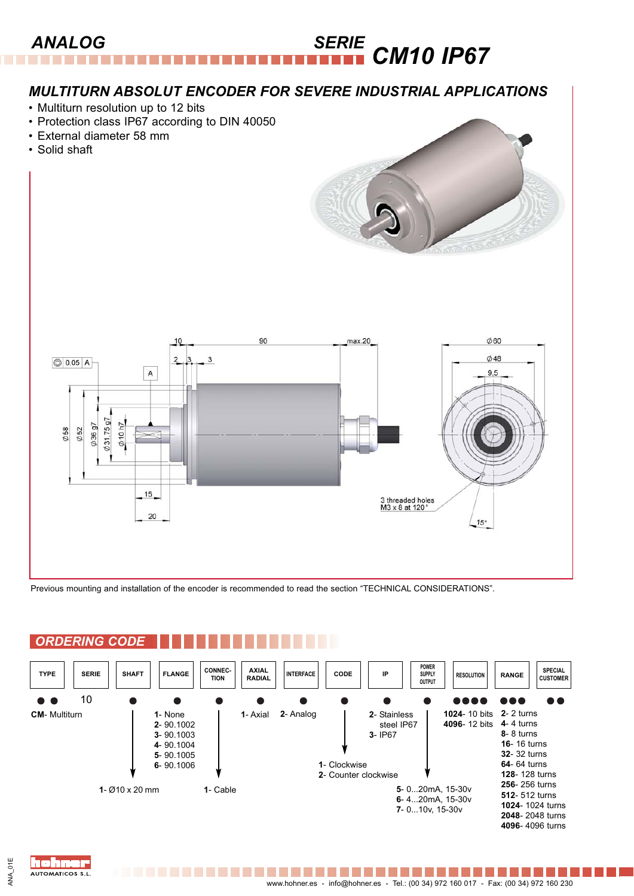# ANALOG

## SERIE CM10 IP67

### MULTITURN ABSOLUT ENCODER FOR SEVERE INDUSTRIAL APPLICATIONS

- Multiturn resolution up to 12 bits
- Protection class IP67 according to DIN 40050
- External diameter 58 mm
- Solid shaft

Previous mounting and installation of the encoder is recommended to read the section “TECHNICAL CONSIDERATIONS”.

## ORDERING CODE

| TYPE | SERIE | SHAFT | FLANGE | CONNECTION | AXIAL RADIAL | INTERFACE | CODE | IP | POWER SUPPLY OUTPUT | RESOLUTION | RANGE | SPECIAL CUSTOMER |
|---|---|---|---|---|---|---|---|---|---|---|---|---|
| ● ● | 10 | ● | ● | ● | ● | ● | ● | ● | ● | ● ● ● ● | ● ● ● | ● ● |
| **CM**- Multiturn | | **1**- Ø10 x 20 mm | **1**- None<br>**2**- 90.1002<br>**3**- 90.1003<br>**4**- 90.1004<br>**5**- 90.1005<br>**6**- 90.1006 | **1**- Cable | **1**- Axial | **2**- Analog | **1**- Clockwise<br>**2**- Counter clockwise | **2**- Stainless steel IP67<br>**3**- IP67 | **5**- 0...20mA, 15-30v<br>**6**- 4...20mA, 15-30v<br>**7**- 0...10v, 15-30v | **1024**- 10 bits<br>**4096**- 12 bits | **2**- 2 turns<br>**4**- 4 turns<br>**8**- 8 turns<br>**16**- 16 turns<br>**32**- 32 turns<br>**64**- 64 turns<br>**128**- 128 turns<br>**256**- 256 turns<br>**512**- 512 turns<br>**1024**- 1024 turns<br>**2048**- 2048 turns<br>**4096**- 4096 turns | |

hohner AUTOMATICOS S.L.

www.hohner.es - info@hohner.es - Tel.: (00 34) 972 160 017 - Fax: (00 34) 972 160 230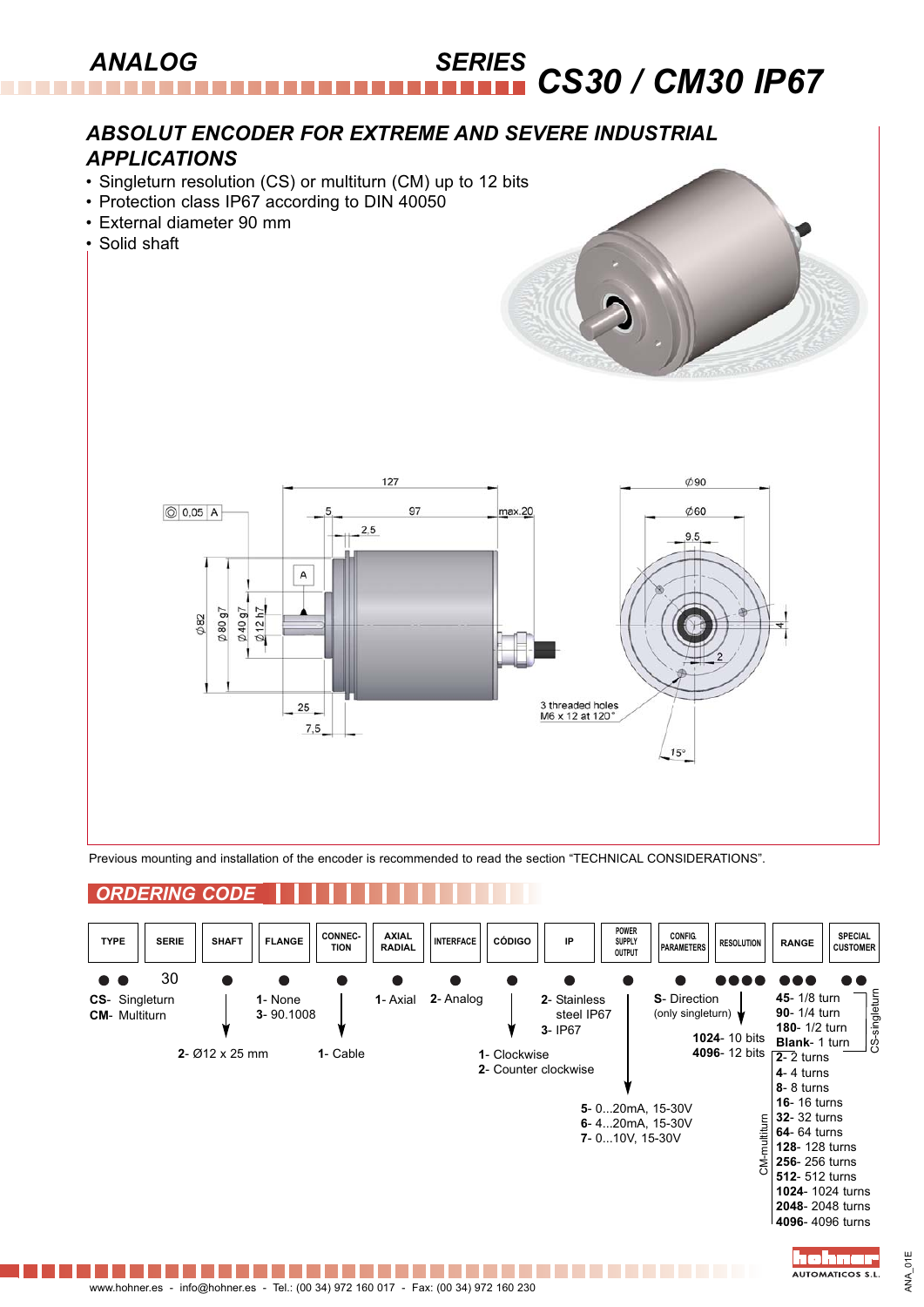# ANALOG SERIES CS30 / CM30 IP67

## ABSOLUT ENCODER FOR EXTREME AND SEVERE INDUSTRIAL APPLICATIONS

- Singleturn resolution (CS) or multiturn (CM) up to 12 bits
- Protection class IP67 according to DIN 40050
- External diameter 90 mm
- Solid shaft

127, 5, 97, max.20, 2,5, ⌀ 0,05 A, A, ⌀82, ⌀80 g7, ⌀40 g7, ⌀12 h7, 25, 7,5, ⌀90, ⌀60, 9,5, 4, 2, 3 threaded holes M6 x 12 at 120°, 15°

Previous mounting and installation of the encoder is recommended to read the section “TECHNICAL CONSIDERATIONS”.

## ORDERING CODE

| TYPE | SERIE | SHAFT | FLANGE | CONNECTION | AXIAL RADIAL | INTERFACE | CÓDIGO | IP | POWER SUPPLY OUTPUT | CONFIG. PARAMETERS | RESOLUTION | RANGE | SPECIAL CUSTOMER |
|---|---|---|---|---|---|---|---|---|---|---|---|---|---|
| ●● | 30 | ● | ● | ● | ● | ● | ● | ● | ● | ● | ●●●● | ●●● | ●● |
| **CS**- Singleturn<br>**CM**- Multiturn | | **2**- Ø12 x 25 mm | **1**- None<br>**3**- 90.1008 | **1**- Cable | **1**- Axial | **2**- Analog | **1**- Clockwise<br>**2**- Counter clockwise | **2**- Stainless steel IP67<br>**3**- IP67 | **5**- 0...20mA, 15-30V<br>**6**- 4...20mA, 15-30V<br>**7**- 0...10V, 15-30V | **S**- Direction (only singleturn) | **1024**- 10 bits<br>**4096**- 12 bits | CS-singleturn: **45**- 1/8 turn<br>**90**- 1/4 turn<br>**180**- 1/2 turn<br>**Blank**- 1 turn<br>CM-multiturn: **2**- 2 turns<br>**4**- 4 turns<br>**8**- 8 turns<br>**16**- 16 turns<br>**32**- 32 turns<br>**64**- 64 turns<br>**128**- 128 turns<br>**256**- 256 turns<br>**512**- 512 turns<br>**1024**- 1024 turns<br>**2048**- 2048 turns<br>**4096**- 4096 turns | |

www.hohner.es - info@hohner.es - Tel.: (00 34) 972 160 017 - Fax: (00 34) 972 160 230

hohner AUTOMATICOS S.L.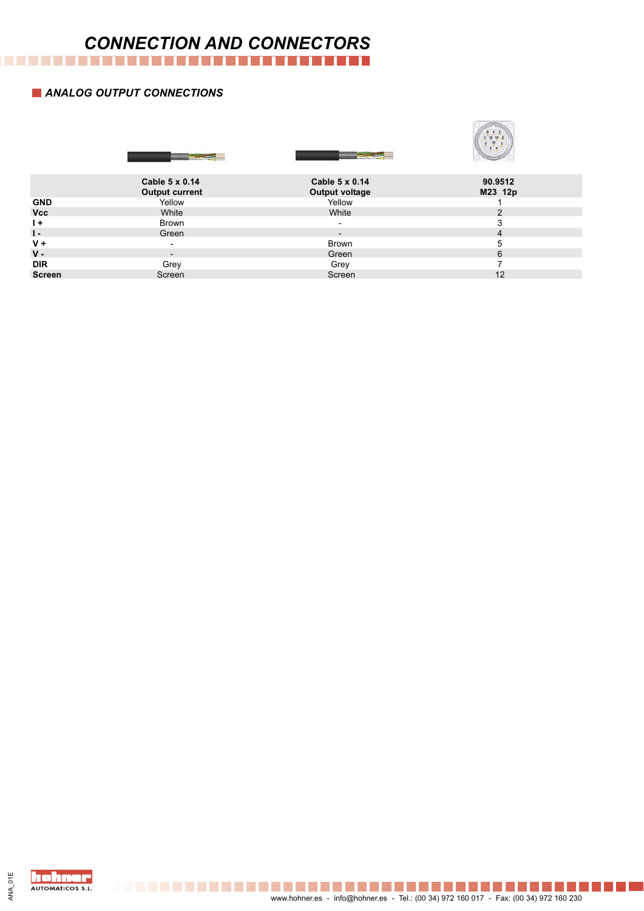# CONNECTION AND CONNECTORS

## ANALOG OUTPUT CONNECTIONS

| | Cable 5 x 0.14 Output current | Cable 5 x 0.14 Output voltage | 90.9512 M23 12p |
|---|---|---|---|
| **GND** | Yellow | Yellow | 1 |
| **Vcc** | White | White | 2 |
| **I +** | Brown | - | 3 |
| **I -** | Green | - | 4 |
| **V +** | - | Brown | 5 |
| **V -** | - | Green | 6 |
| **DIR** | Grey | Grey | 7 |
| **Screen** | Screen | Screen | 12 |

hohner AUTOMATICOS S.L.

www.hohner.es - info@hohner.es - Tel.: (00 34) 972 160 017 - Fax: (00 34) 972 160 230

ANA_01E